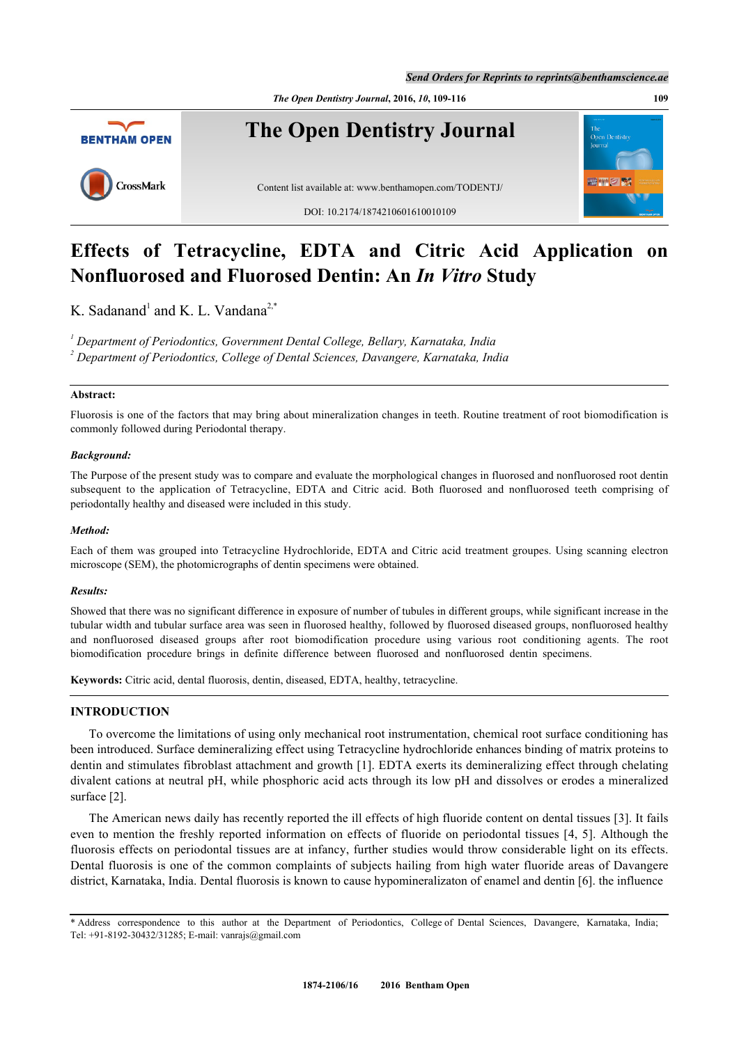# Effects of Tetracycline, EDTA and Citric Acid Application on Nonfluorosed and Fluorosed Dentin: An *In Vitro* Study

K. Sadanand[1] and K. L. Vandana[2,*]

[1] *Department of Periodontics, Government Dental College, Bellary, Karnataka, India*
[2] *Department of Periodontics, College of Dental Sciences, Davangere, Karnataka, India*

**Abstract:**

Fluorosis is one of the factors that may bring about mineralization changes in teeth. Routine treatment of root biomodification is commonly followed during Periodontal therapy.

***Background:***

The Purpose of the present study was to compare and evaluate the morphological changes in fluorosed and nonfluorosed root dentin subsequent to the application of Tetracycline, EDTA and Citric acid. Both fluorosed and nonfluorosed teeth comprising of periodontally healthy and diseased were included in this study.

***Method:***

Each of them was grouped into Tetracycline Hydrochloride, EDTA and Citric acid treatment groupes. Using scanning electron microscope (SEM), the photomicrographs of dentin specimens were obtained.

***Results:***

Showed that there was no significant difference in exposure of number of tubules in different groups, while significant increase in the tubular width and tubular surface area was seen in fluorosed healthy, followed by fluorosed diseased groups, nonfluorosed healthy and nonfluorosed diseased groups after root biomodification procedure using various root conditioning agents. The root biomodification procedure brings in definite difference between fluorosed and nonfluorosed dentin specimens.

**Keywords:** Citric acid, dental fluorosis, dentin, diseased, EDTA, healthy, tetracycline.

## INTRODUCTION

To overcome the limitations of using only mechanical root instrumentation, chemical root surface conditioning has been introduced. Surface demineralizing effect using Tetracycline hydrochloride enhances binding of matrix proteins to dentin and stimulates fibroblast attachment and growth [1]. EDTA exerts its demineralizing effect through chelating divalent cations at neutral pH, while phosphoric acid acts through its low pH and dissolves or erodes a mineralized surface [2].

The American news daily has recently reported the ill effects of high fluoride content on dental tissues [3]. It fails even to mention the freshly reported information on effects of fluoride on periodontal tissues [4, 5]. Although the fluorosis effects on periodontal tissues are at infancy, further studies would throw considerable light on its effects. Dental fluorosis is one of the common complaints of subjects hailing from high water fluoride areas of Davangere district, Karnataka, India. Dental fluorosis is known to cause hypomineralizaton of enamel and dentin [6]. the influence

\* Address correspondence to this author at the Department of Periodontics, College of Dental Sciences, Davangere, Karnataka, India; Tel: +91-8192-30432/31285; E-mail: vanrajs@gmail.com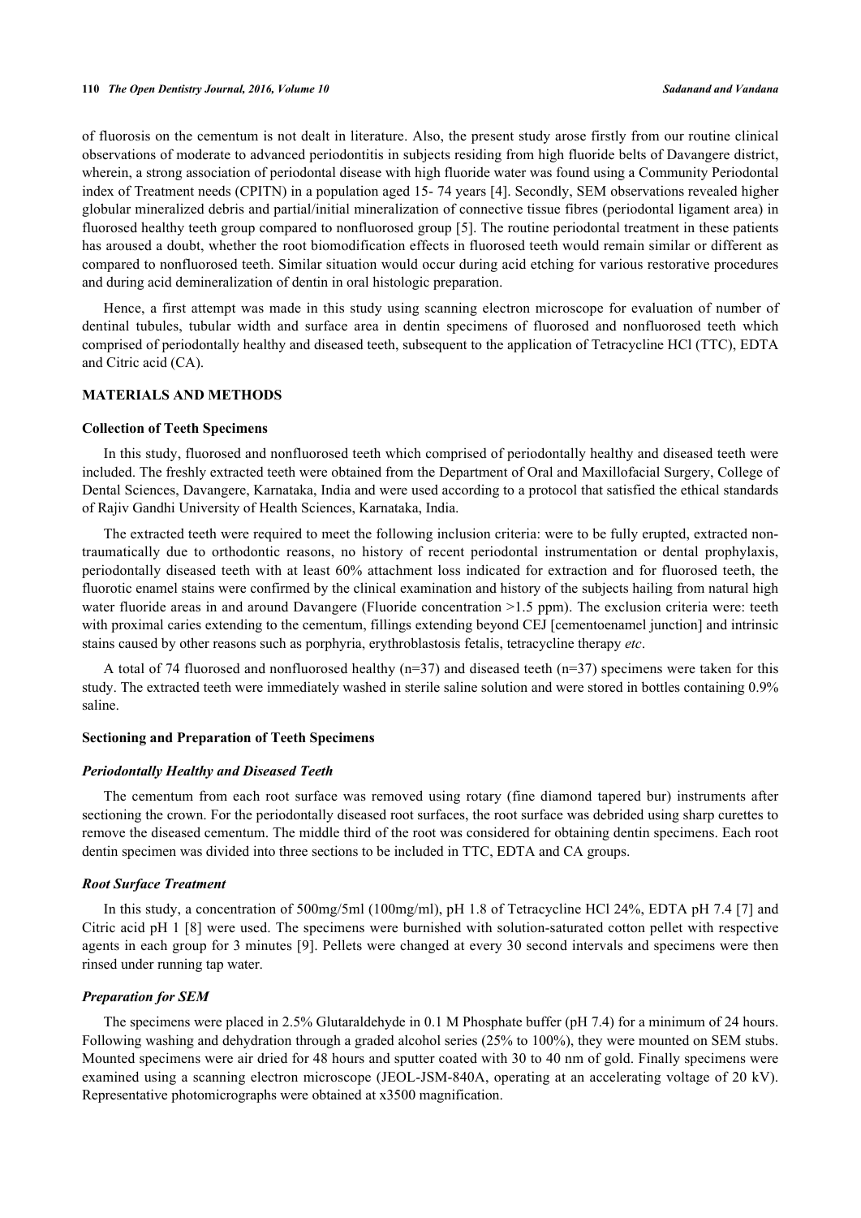of fluorosis on the cementum is not dealt in literature. Also, the present study arose firstly from our routine clinical observations of moderate to advanced periodontitis in subjects residing from high fluoride belts of Davangere district, wherein, a strong association of periodontal disease with high fluoride water was found using a Community Periodontal index of Treatment needs (CPITN) in a population aged 15- 74 years [4]. Secondly, SEM observations revealed higher globular mineralized debris and partial/initial mineralization of connective tissue fibres (periodontal ligament area) in fluorosed healthy teeth group compared to nonfluorosed group [5]. The routine periodontal treatment in these patients has aroused a doubt, whether the root biomodification effects in fluorosed teeth would remain similar or different as compared to nonfluorosed teeth. Similar situation would occur during acid etching for various restorative procedures and during acid demineralization of dentin in oral histologic preparation.

Hence, a first attempt was made in this study using scanning electron microscope for evaluation of number of dentinal tubules, tubular width and surface area in dentin specimens of fluorosed and nonfluorosed teeth which comprised of periodontally healthy and diseased teeth, subsequent to the application of Tetracycline HCl (TTC), EDTA and Citric acid (CA).

## MATERIALS AND METHODS

### Collection of Teeth Specimens

In this study, fluorosed and nonfluorosed teeth which comprised of periodontally healthy and diseased teeth were included. The freshly extracted teeth were obtained from the Department of Oral and Maxillofacial Surgery, College of Dental Sciences, Davangere, Karnataka, India and were used according to a protocol that satisfied the ethical standards of Rajiv Gandhi University of Health Sciences, Karnataka, India.

The extracted teeth were required to meet the following inclusion criteria: were to be fully erupted, extracted non-traumatically due to orthodontic reasons, no history of recent periodontal instrumentation or dental prophylaxis, periodontally diseased teeth with at least 60% attachment loss indicated for extraction and for fluorosed teeth, the fluorotic enamel stains were confirmed by the clinical examination and history of the subjects hailing from natural high water fluoride areas in and around Davangere (Fluoride concentration >1.5 ppm). The exclusion criteria were: teeth with proximal caries extending to the cementum, fillings extending beyond CEJ [cementoenamel junction] and intrinsic stains caused by other reasons such as porphyria, erythroblastosis fetalis, tetracycline therapy *etc*.

A total of 74 fluorosed and nonfluorosed healthy (n=37) and diseased teeth (n=37) specimens were taken for this study. The extracted teeth were immediately washed in sterile saline solution and were stored in bottles containing 0.9% saline.

### Sectioning and Preparation of Teeth Specimens

#### *Periodontally Healthy and Diseased Teeth*

The cementum from each root surface was removed using rotary (fine diamond tapered bur) instruments after sectioning the crown. For the periodontally diseased root surfaces, the root surface was debrided using sharp curettes to remove the diseased cementum. The middle third of the root was considered for obtaining dentin specimens. Each root dentin specimen was divided into three sections to be included in TTC, EDTA and CA groups.

#### *Root Surface Treatment*

In this study, a concentration of 500mg/5ml (100mg/ml), pH 1.8 of Tetracycline HCl 24%, EDTA pH 7.4 [7] and Citric acid pH 1 [8] were used. The specimens were burnished with solution-saturated cotton pellet with respective agents in each group for 3 minutes [9]. Pellets were changed at every 30 second intervals and specimens were then rinsed under running tap water.

#### *Preparation for SEM*

The specimens were placed in 2.5% Glutaraldehyde in 0.1 M Phosphate buffer (pH 7.4) for a minimum of 24 hours. Following washing and dehydration through a graded alcohol series (25% to 100%), they were mounted on SEM stubs. Mounted specimens were air dried for 48 hours and sputter coated with 30 to 40 nm of gold. Finally specimens were examined using a scanning electron microscope (JEOL-JSM-840A, operating at an accelerating voltage of 20 kV). Representative photomicrographs were obtained at x3500 magnification.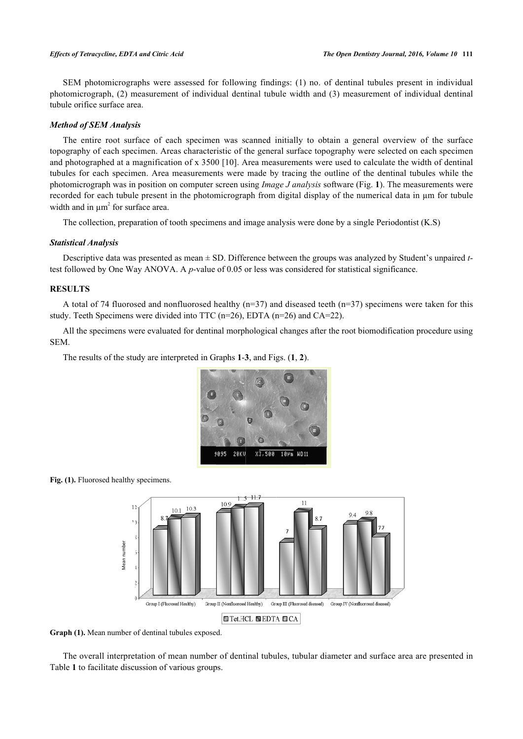SEM photomicrographs were assessed for following findings: (1) no. of dentinal tubules present in individual photomicrograph, (2) measurement of individual dentinal tubule width and (3) measurement of individual dentinal tubule orifice surface area.

### Method of SEM Analysis

The entire root surface of each specimen was scanned initially to obtain a general overview of the surface topography of each specimen. Areas characteristic of the general surface topography were selected on each specimen and photographed at a magnification of x 3500 [10]. Area measurements were used to calculate the width of dentinal tubules for each specimen. Area measurements were made by tracing the outline of the dentinal tubules while the photomicrograph was in position on computer screen using *Image J analysis* software (Fig. **1**). The measurements were recorded for each tubule present in the photomicrograph from digital display of the numerical data in μm for tubule width and in $\mu m^2$ for surface area.

The collection, preparation of tooth specimens and image analysis were done by a single Periodontist (K.S)

### Statistical Analysis

Descriptive data was presented as mean ± SD. Difference between the groups was analyzed by Student's unpaired *t*-test followed by One Way ANOVA. A *p*-value of 0.05 or less was considered for statistical significance.

## RESULTS

A total of 74 fluorosed and nonfluorosed healthy (n=37) and diseased teeth (n=37) specimens were taken for this study. Teeth Specimens were divided into TTC (n=26), EDTA (n=26) and CA=22).

All the specimens were evaluated for dentinal morphological changes after the root biomodification procedure using SEM.

The results of the study are interpreted in Graphs **1**-**3**, and Figs. (**1**, **2**).

**Fig. (1).** Fluorosed healthy specimens.

**Graph (1).** Mean number of dentinal tubules exposed.

The overall interpretation of mean number of dentinal tubules, tubular diameter and surface area are presented in Table **1** to facilitate discussion of various groups.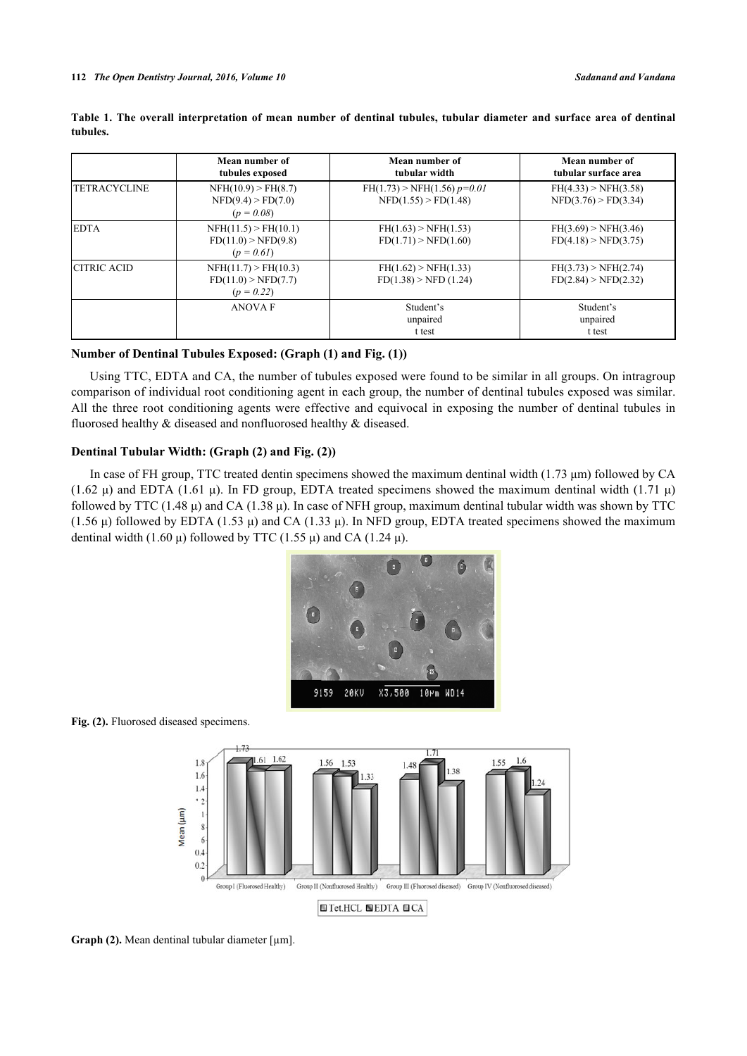**Table 1. The overall interpretation of mean number of dentinal tubules, tubular diameter and surface area of dentinal tubules.**

| | Mean number of tubules exposed | Mean number of tubular width | Mean number of tubular surface area |
|---|---|---|---|
| TETRACYCLINE | NFH(10.9) > FH(8.7)<br>NFD(9.4) > FD(7.0)<br>(*p = 0.08*) | FH(1.73) > NFH(1.56) *p=0.01*<br>NFD(1.55) > FD(1.48) | FH(4.33) > NFH(3.58)<br>NFD(3.76) > FD(3.34) |
| EDTA | NFH(11.5) > FH(10.1)<br>FD(11.0) > NFD(9.8)<br>(*p = 0.61*) | FH(1.63) > NFH(1.53)<br>FD(1.71) > NFD(1.60) | FH(3.69) > NFH(3.46)<br>FD(4.18) > NFD(3.75) |
| CITRIC ACID | NFH(11.7) > FH(10.3)<br>FD(11.0) > NFD(7.7)<br>(*p = 0.22*) | FH(1.62) > NFH(1.33)<br>FD(1.38) > NFD (1.24) | FH(3.73) > NFH(2.74)<br>FD(2.84) > NFD(2.32) |
| | ANOVA F | Student's unpaired t test | Student's unpaired t test |

### Number of Dentinal Tubules Exposed: (Graph (1) and Fig. (1))

Using TTC, EDTA and CA, the number of tubules exposed were found to be similar in all groups. On intragroup comparison of individual root conditioning agent in each group, the number of dentinal tubules exposed was similar. All the three root conditioning agents were effective and equivocal in exposing the number of dentinal tubules in fluorosed healthy & diseased and nonfluorosed healthy & diseased.

### Dentinal Tubular Width: (Graph (2) and Fig. (2))

In case of FH group, TTC treated dentin specimens showed the maximum dentinal width (1.73 μm) followed by CA (1.62 μ) and EDTA (1.61 μ). In FD group, EDTA treated specimens showed the maximum dentinal width (1.71 μ) followed by TTC (1.48 μ) and CA (1.38 μ). In case of NFH group, maximum dentinal tubular width was shown by TTC (1.56 μ) followed by EDTA (1.53 μ) and CA (1.33 μ). In NFD group, EDTA treated specimens showed the maximum dentinal width (1.60 μ) followed by TTC (1.55 μ) and CA (1.24 μ).

**Fig. (2).** Fluorosed diseased specimens.

**Graph (2).** Mean dentinal tubular diameter [μm].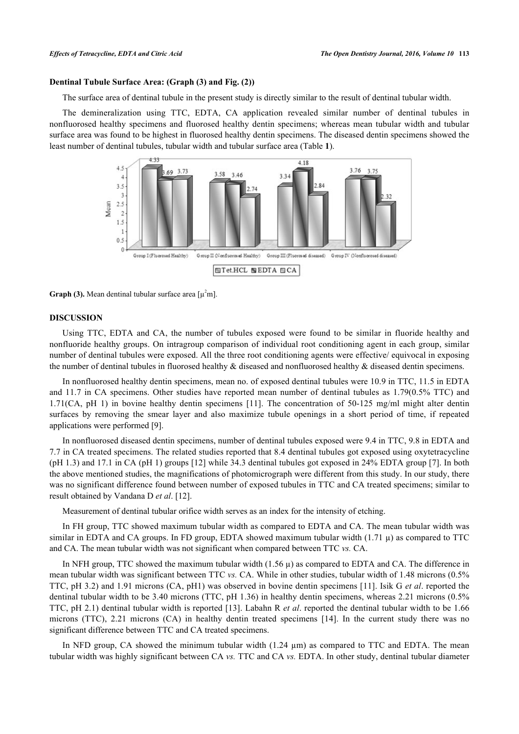### Dentinal Tubule Surface Area: (Graph (3) and Fig. (2))

The surface area of dentinal tubule in the present study is directly similar to the result of dentinal tubular width.

The demineralization using TTC, EDTA, CA application revealed similar number of dentinal tubules in nonfluorosed healthy specimens and fluorosed healthy dentin specimens; whereas mean tubular width and tubular surface area was found to be highest in fluorosed healthy dentin specimens. The diseased dentin specimens showed the least number of dentinal tubules, tubular width and tubular surface area (Table **1**).

| | Tet.HCL | EDTA | CA |
|---|---|---|---|
| Group I (Fluorosed Healthy) | 4.33 | 3.69 | 3.73 |
| Group II (Nonfluorosed Healthy) | 3.58 | 3.46 | 2.74 |
| Group III (Fluorosed diseased) | 3.34 | 4.18 | 2.84 |
| Group IV (Nonfluorosed diseased) | 3.76 | 3.75 | 2.32 |

**Graph (3).** Mean dentinal tubular surface area [$\mu^2$m].

## DISCUSSION

Using TTC, EDTA and CA, the number of tubules exposed were found to be similar in fluoride healthy and nonfluoride healthy groups. On intragroup comparison of individual root conditioning agent in each group, similar number of dentinal tubules were exposed. All the three root conditioning agents were effective/ equivocal in exposing the number of dentinal tubules in fluorosed healthy & diseased and nonfluorosed healthy & diseased dentin specimens.

In nonfluorosed healthy dentin specimens, mean no. of exposed dentinal tubules were 10.9 in TTC, 11.5 in EDTA and 11.7 in CA specimens. Other studies have reported mean number of dentinal tubules as 1.79(0.5% TTC) and 1.71(CA, pH 1) in bovine healthy dentin specimens [11]. The concentration of 50-125 mg/ml might alter dentin surfaces by removing the smear layer and also maximize tubule openings in a short period of time, if repeated applications were performed [9].

In nonfluorosed diseased dentin specimens, number of dentinal tubules exposed were 9.4 in TTC, 9.8 in EDTA and 7.7 in CA treated specimens. The related studies reported that 8.4 dentinal tubules got exposed using oxytetracycline (pH 1.3) and 17.1 in CA (pH 1) groups [12] while 34.3 dentinal tubules got exposed in 24% EDTA group [7]. In both the above mentioned studies, the magnifications of photomicrograph were different from this study. In our study, there was no significant difference found between number of exposed tubules in TTC and CA treated specimens; similar to result obtained by Vandana D *et al*. [12].

Measurement of dentinal tubular orifice width serves as an index for the intensity of etching.

In FH group, TTC showed maximum tubular width as compared to EDTA and CA. The mean tubular width was similar in EDTA and CA groups. In FD group, EDTA showed maximum tubular width (1.71 µ) as compared to TTC and CA. The mean tubular width was not significant when compared between TTC *vs.* CA.

In NFH group, TTC showed the maximum tubular width (1.56 µ) as compared to EDTA and CA. The difference in mean tubular width was significant between TTC *vs.* CA. While in other studies, tubular width of 1.48 microns (0.5% TTC, pH 3.2) and 1.91 microns (CA, pH1) was observed in bovine dentin specimens [11]. Isik G *et al*. reported the dentinal tubular width to be 3.40 microns (TTC, pH 1.36) in healthy dentin specimens, whereas 2.21 microns (0.5% TTC, pH 2.1) dentinal tubular width is reported [13]. Labahn R *et al*. reported the dentinal tubular width to be 1.66 microns (TTC), 2.21 microns (CA) in healthy dentin treated specimens [14]. In the current study there was no significant difference between TTC and CA treated specimens.

In NFD group, CA showed the minimum tubular width (1.24 µm) as compared to TTC and EDTA. The mean tubular width was highly significant between CA *vs.* TTC and CA *vs.* EDTA. In other study, dentinal tubular diameter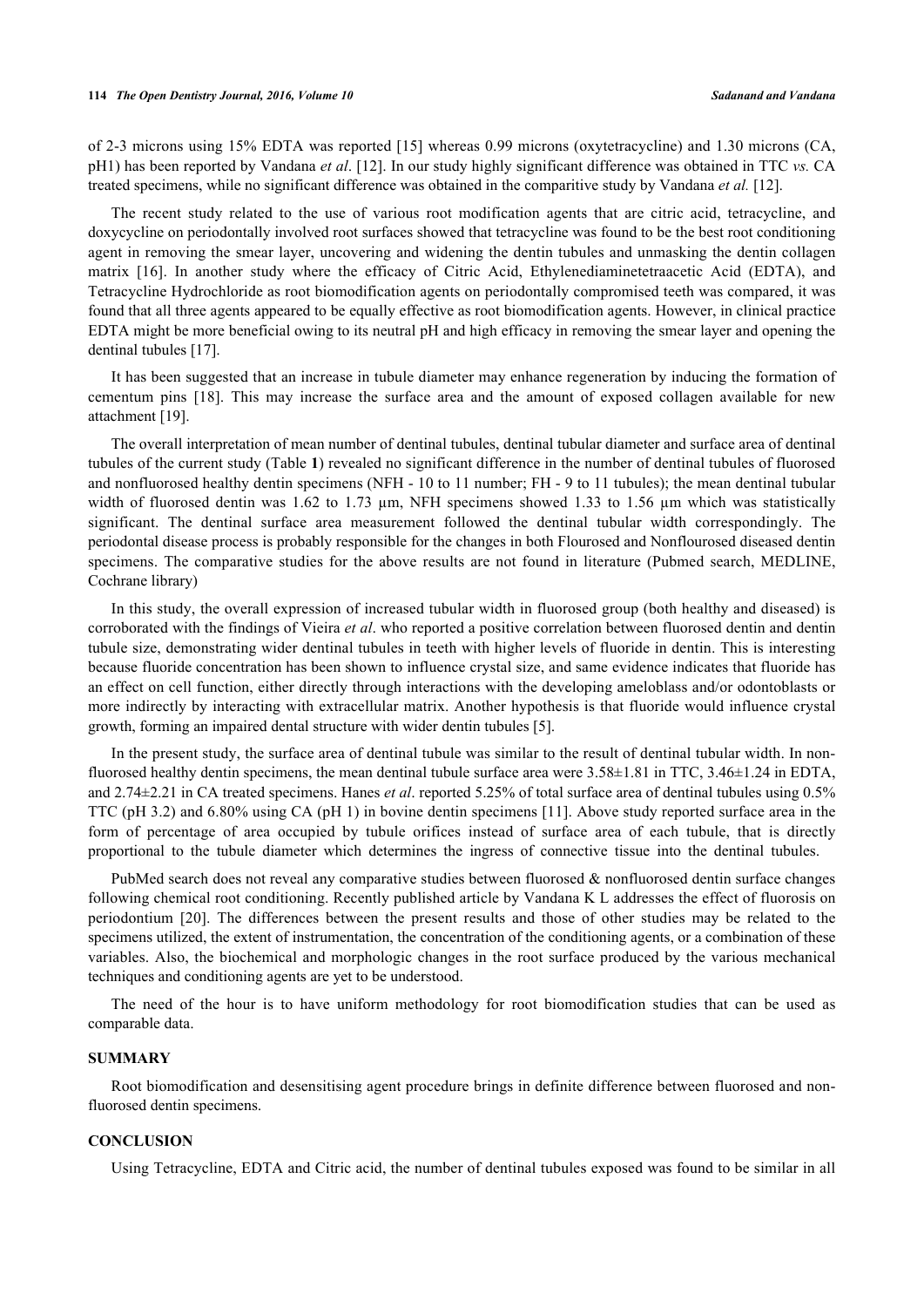of 2-3 microns using 15% EDTA was reported [15] whereas 0.99 microns (oxytetracycline) and 1.30 microns (CA, pH1) has been reported by Vandana *et al*. [12]. In our study highly significant difference was obtained in TTC *vs.* CA treated specimens, while no significant difference was obtained in the comparitive study by Vandana *et al.* [12].

The recent study related to the use of various root modification agents that are citric acid, tetracycline, and doxycycline on periodontally involved root surfaces showed that tetracycline was found to be the best root conditioning agent in removing the smear layer, uncovering and widening the dentin tubules and unmasking the dentin collagen matrix [16]. In another study where the efficacy of Citric Acid, Ethylenediaminetetraacetic Acid (EDTA), and Tetracycline Hydrochloride as root biomodification agents on periodontally compromised teeth was compared, it was found that all three agents appeared to be equally effective as root biomodification agents. However, in clinical practice EDTA might be more beneficial owing to its neutral pH and high efficacy in removing the smear layer and opening the dentinal tubules [17].

It has been suggested that an increase in tubule diameter may enhance regeneration by inducing the formation of cementum pins [18]. This may increase the surface area and the amount of exposed collagen available for new attachment [19].

The overall interpretation of mean number of dentinal tubules, dentinal tubular diameter and surface area of dentinal tubules of the current study (Table **1**) revealed no significant difference in the number of dentinal tubules of fluorosed and nonfluorosed healthy dentin specimens (NFH - 10 to 11 number; FH - 9 to 11 tubules); the mean dentinal tubular width of fluorosed dentin was 1.62 to 1.73 µm, NFH specimens showed 1.33 to 1.56 µm which was statistically significant. The dentinal surface area measurement followed the dentinal tubular width correspondingly. The periodontal disease process is probably responsible for the changes in both Flourosed and Nonflourosed diseased dentin specimens. The comparative studies for the above results are not found in literature (Pubmed search, MEDLINE, Cochrane library)

In this study, the overall expression of increased tubular width in fluorosed group (both healthy and diseased) is corroborated with the findings of Vieira *et al*. who reported a positive correlation between fluorosed dentin and dentin tubule size, demonstrating wider dentinal tubules in teeth with higher levels of fluoride in dentin. This is interesting because fluoride concentration has been shown to influence crystal size, and same evidence indicates that fluoride has an effect on cell function, either directly through interactions with the developing ameloblast and/or odontoblasts or more indirectly by interacting with extracellular matrix. Another hypothesis is that fluoride would influence crystal growth, forming an impaired dental structure with wider dentin tubules [5].

In the present study, the surface area of dentinal tubule was similar to the result of dentinal tubular width. In non-fluorosed healthy dentin specimens, the mean dentinal tubule surface area were 3.58±1.81 in TTC, 3.46±1.24 in EDTA, and 2.74±2.21 in CA treated specimens. Hanes *et al*. reported 5.25% of total surface area of dentinal tubules using 0.5% TTC (pH 3.2) and 6.80% using CA (pH 1) in bovine dentin specimens [11]. Above study reported surface area in the form of percentage of area occupied by tubule orifices instead of surface area of each tubule, that is directly proportional to the tubule diameter which determines the ingress of connective tissue into the dentinal tubules.

PubMed search does not reveal any comparative studies between fluorosed & nonfluorosed dentin surface changes following chemical root conditioning. Recently published article by Vandana K L addresses the effect of fluorosis on periodontium [20]. The differences between the present results and those of other studies may be related to the specimens utilized, the extent of instrumentation, the concentration of the conditioning agents, or a combination of these variables. Also, the biochemical and morphologic changes in the root surface produced by the various mechanical techniques and conditioning agents are yet to be understood.

The need of the hour is to have uniform methodology for root biomodification studies that can be used as comparable data.

## SUMMARY

Root biomodification and desensitising agent procedure brings in definite difference between fluorosed and non-fluorosed dentin specimens.

## CONCLUSION

Using Tetracycline, EDTA and Citric acid, the number of dentinal tubules exposed was found to be similar in all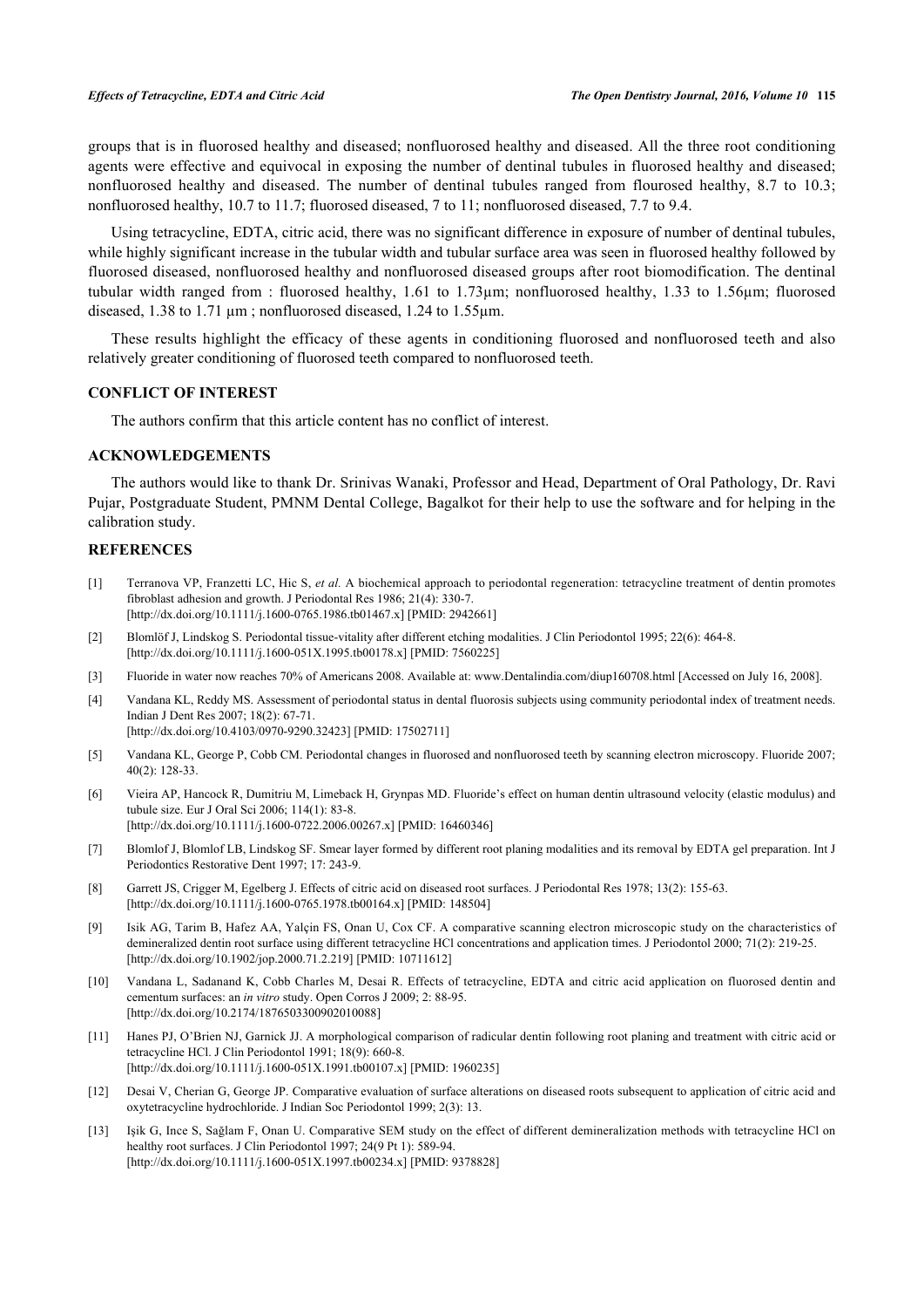groups that is in fluorosed healthy and diseased; nonfluorosed healthy and diseased. All the three root conditioning agents were effective and equivocal in exposing the number of dentinal tubules in fluorosed healthy and diseased; nonfluorosed healthy and diseased. The number of dentinal tubules ranged from flourosed healthy, 8.7 to 10.3; nonfluorosed healthy, 10.7 to 11.7; fluorosed diseased, 7 to 11; nonfluorosed diseased, 7.7 to 9.4.

Using tetracycline, EDTA, citric acid, there was no significant difference in exposure of number of dentinal tubules, while highly significant increase in the tubular width and tubular surface area was seen in fluorosed healthy followed by fluorosed diseased, nonfluorosed healthy and nonfluorosed diseased groups after root biomodification. The dentinal tubular width ranged from : fluorosed healthy, 1.61 to 1.73µm; nonfluorosed healthy, 1.33 to 1.56µm; fluorosed diseased, 1.38 to 1.71 µm ; nonfluorosed diseased, 1.24 to 1.55µm.

These results highlight the efficacy of these agents in conditioning fluorosed and nonfluorosed teeth and also relatively greater conditioning of fluorosed teeth compared to nonfluorosed teeth.

## CONFLICT OF INTEREST

The authors confirm that this article content has no conflict of interest.

## ACKNOWLEDGEMENTS

The authors would like to thank Dr. Srinivas Wanaki, Professor and Head, Department of Oral Pathology, Dr. Ravi Pujar, Postgraduate Student, PMNM Dental College, Bagalkot for their help to use the software and for helping in the calibration study.

## REFERENCES

[1] Terranova VP, Franzetti LC, Hic S, *et al.* A biochemical approach to periodontal regeneration: tetracycline treatment of dentin promotes fibroblast adhesion and growth. J Periodontal Res 1986; 21(4): 330-7. [http://dx.doi.org/10.1111/j.1600-0765.1986.tb01467.x] [PMID: 2942661]

[2] Blomlöf J, Lindskog S. Periodontal tissue-vitality after different etching modalities. J Clin Periodontol 1995; 22(6): 464-8. [http://dx.doi.org/10.1111/j.1600-051X.1995.tb00178.x] [PMID: 7560225]

[3] Fluoride in water now reaches 70% of Americans 2008. Available at: www.Dentalindia.com/diup160708.html [Accessed on July 16, 2008].

[4] Vandana KL, Reddy MS. Assessment of periodontal status in dental fluorosis subjects using community periodontal index of treatment needs. Indian J Dent Res 2007; 18(2): 67-71. [http://dx.doi.org/10.4103/0970-9290.32423] [PMID: 17502711]

[5] Vandana KL, George P, Cobb CM. Periodontal changes in fluorosed and nonfluorosed teeth by scanning electron microscopy. Fluoride 2007; 40(2): 128-33.

[6] Vieira AP, Hancock R, Dumitriu M, Limeback H, Grynpas MD. Fluoride's effect on human dentin ultrasound velocity (elastic modulus) and tubule size. Eur J Oral Sci 2006; 114(1): 83-8. [http://dx.doi.org/10.1111/j.1600-0722.2006.00267.x] [PMID: 16460346]

[7] Blomlof J, Blomlof LB, Lindskog SF. Smear layer formed by different root planing modalities and its removal by EDTA gel preparation. Int J Periodontics Restorative Dent 1997; 17: 243-9.

[8] Garrett JS, Crigger M, Egelberg J. Effects of citric acid on diseased root surfaces. J Periodontal Res 1978; 13(2): 155-63. [http://dx.doi.org/10.1111/j.1600-0765.1978.tb00164.x] [PMID: 148504]

[9] Isik AG, Tarim B, Hafez AA, Yalçin FS, Onan U, Cox CF. A comparative scanning electron microscopic study on the characteristics of demineralized dentin root surface using different tetracycline HCl concentrations and application times. J Periodontol 2000; 71(2): 219-25. [http://dx.doi.org/10.1902/jop.2000.71.2.219] [PMID: 10711612]

[10] Vandana L, Sadanand K, Cobb Charles M, Desai R. Effects of tetracycline, EDTA and citric acid application on fluorosed dentin and cementum surfaces: an *in vitro* study. Open Corros J 2009; 2: 88-95. [http://dx.doi.org/10.2174/1876503300902010088]

[11] Hanes PJ, O'Brien NJ, Garnick JJ. A morphological comparison of radicular dentin following root planing and treatment with citric acid or tetracycline HCl. J Clin Periodontol 1991; 18(9): 660-8. [http://dx.doi.org/10.1111/j.1600-051X.1991.tb00107.x] [PMID: 1960235]

[12] Desai V, Cherian G, George JP. Comparative evaluation of surface alterations on diseased roots subsequent to application of citric acid and oxytetracycline hydrochloride. J Indian Soc Periodontol 1999; 2(3): 13.

[13] Işik G, Ince S, Sağlam F, Onan U. Comparative SEM study on the effect of different demineralization methods with tetracycline HCl on healthy root surfaces. J Clin Periodontol 1997; 24(9 Pt 1): 589-94. [http://dx.doi.org/10.1111/j.1600-051X.1997.tb00234.x] [PMID: 9378828]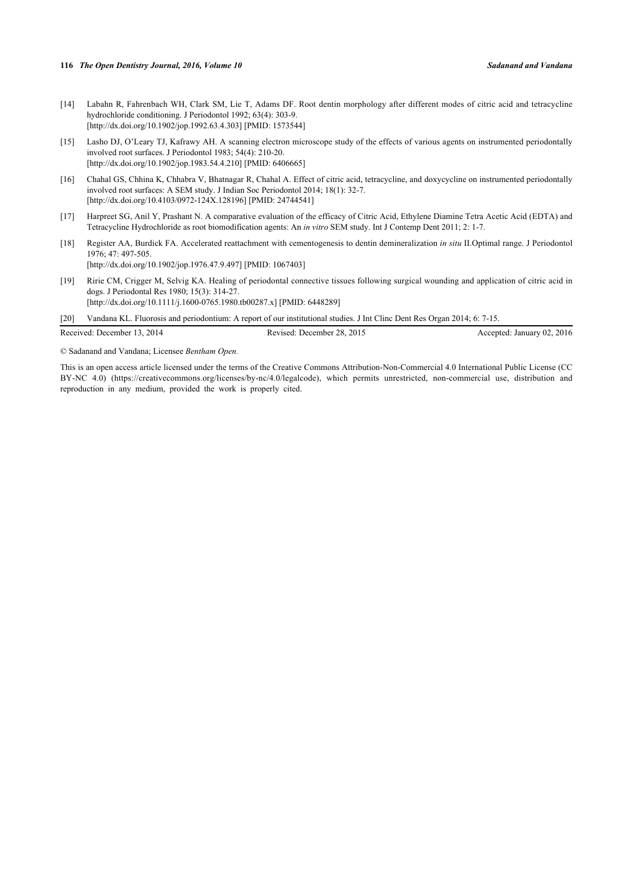[14] Labahn R, Fahrenbach WH, Clark SM, Lie T, Adams DF. Root dentin morphology after different modes of citric acid and tetracycline hydrochloride conditioning. J Periodontol 1992; 63(4): 303-9.
[http://dx.doi.org/10.1902/jop.1992.63.4.303] [PMID: 1573544]

[15] Lasho DJ, O'Leary TJ, Kafrawy AH. A scanning electron microscope study of the effects of various agents on instrumented periodontally involved root surfaces. J Periodontol 1983; 54(4): 210-20.
[http://dx.doi.org/10.1902/jop.1983.54.4.210] [PMID: 6406665]

[16] Chahal GS, Chhina K, Chhabra V, Bhatnagar R, Chahal A. Effect of citric acid, tetracycline, and doxycycline on instrumented periodontally involved root surfaces: A SEM study. J Indian Soc Periodontol 2014; 18(1): 32-7.
[http://dx.doi.org/10.4103/0972-124X.128196] [PMID: 24744541]

[17] Harpreet SG, Anil Y, Prashant N. A comparative evaluation of the efficacy of Citric Acid, Ethylene Diamine Tetra Acetic Acid (EDTA) and Tetracycline Hydrochloride as root biomodification agents: An *in vitro* SEM study. Int J Contemp Dent 2011; 2: 1-7.

[18] Register AA, Burdick FA. Accelerated reattachment with cementogenesis to dentin demineralization *in situ* II.Optimal range. J Periodontol 1976; 47: 497-505.
[http://dx.doi.org/10.1902/jop.1976.47.9.497] [PMID: 1067403]

[19] Ririe CM, Crigger M, Selvig KA. Healing of periodontal connective tissues following surgical wounding and application of citric acid in dogs. J Periodontal Res 1980; 15(3): 314-27.
[http://dx.doi.org/10.1111/j.1600-0765.1980.tb00287.x] [PMID: 6448289]

[20] Vandana KL. Fluorosis and periodontium: A report of our institutional studies. J Int Clinc Dent Res Organ 2014; 6: 7-15.

Received: December 13, 2014 Revised: December 28, 2015 Accepted: January 02, 2016

© Sadanand and Vandana; Licensee *Bentham Open.*

This is an open access article licensed under the terms of the Creative Commons Attribution-Non-Commercial 4.0 International Public License (CC BY-NC 4.0) (https://creativecommons.org/licenses/by-nc/4.0/legalcode), which permits unrestricted, non-commercial use, distribution and reproduction in any medium, provided the work is properly cited.